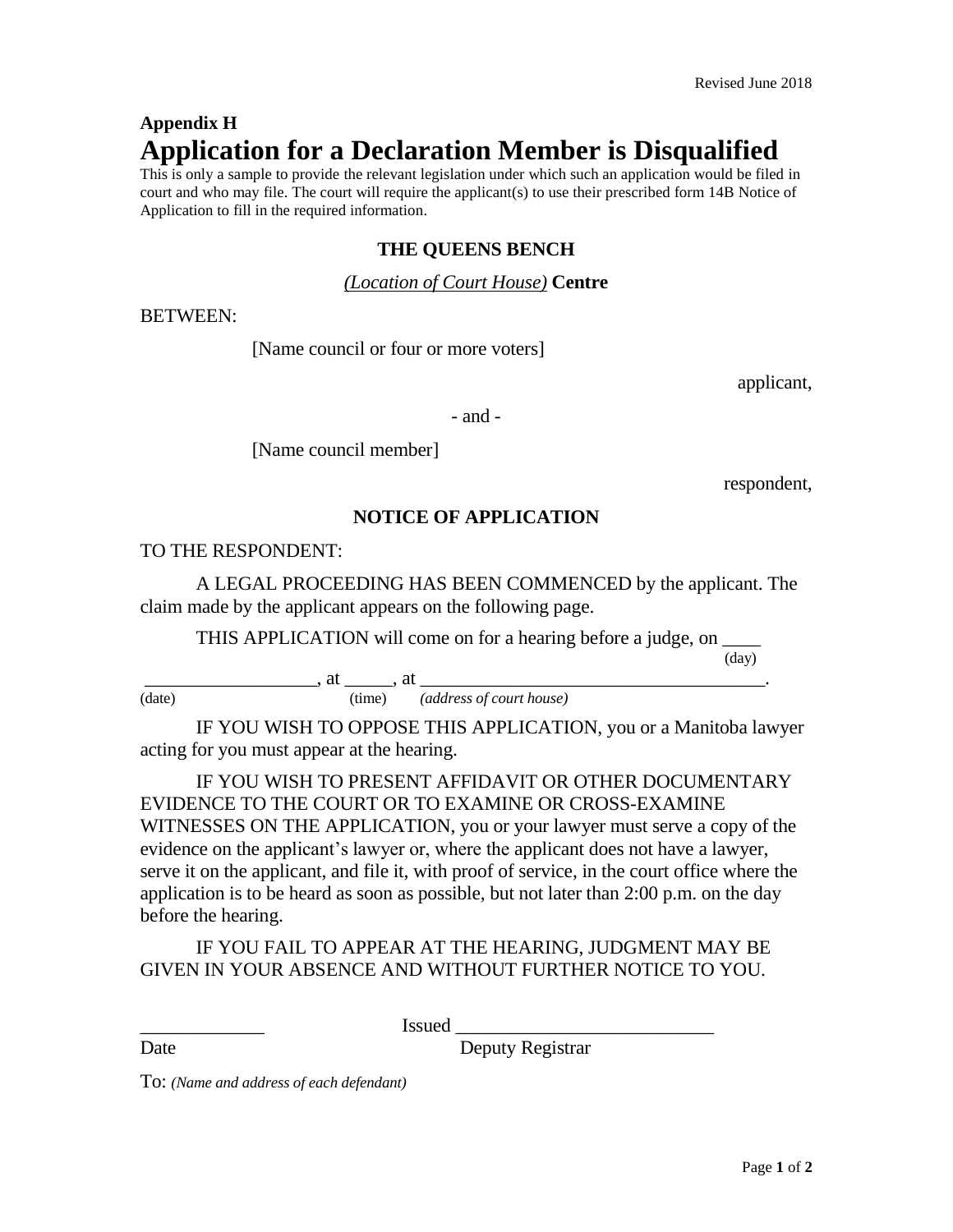Revised June 2018

**Appendix H**

# Application for a Declaration Member is Disqualified

This is only a sample to provide the relevant legislation under which such an application would be filed in court and who may file. The court will require the applicant(s) to use their prescribed form 14B Notice of Application to fill in the required information.

**THE QUEENS BENCH**

*(Location of Court House)* **Centre**

BETWEEN:

[Name council or four or more voters]

applicant,

- and -

[Name council member]

respondent,

**NOTICE OF APPLICATION**

TO THE RESPONDENT:

A LEGAL PROCEEDING HAS BEEN COMMENCED by the applicant. The claim made by the applicant appears on the following page.

THIS APPLICATION will come on for a hearing before a judge, on ____ (day) __________________, at _____, at _____________________________________.
(date) (time) *(address of court house)*

IF YOU WISH TO OPPOSE THIS APPLICATION, you or a Manitoba lawyer acting for you must appear at the hearing.

IF YOU WISH TO PRESENT AFFIDAVIT OR OTHER DOCUMENTARY EVIDENCE TO THE COURT OR TO EXAMINE OR CROSS-EXAMINE WITNESSES ON THE APPLICATION, you or your lawyer must serve a copy of the evidence on the applicant's lawyer or, where the applicant does not have a lawyer, serve it on the applicant, and file it, with proof of service, in the court office where the application is to be heard as soon as possible, but not later than 2:00 p.m. on the day before the hearing.

IF YOU FAIL TO APPEAR AT THE HEARING, JUDGMENT MAY BE GIVEN IN YOUR ABSENCE AND WITHOUT FURTHER NOTICE TO YOU.

____________ Issued __________________________
Date Deputy Registrar

To: *(Name and address of each defendant)*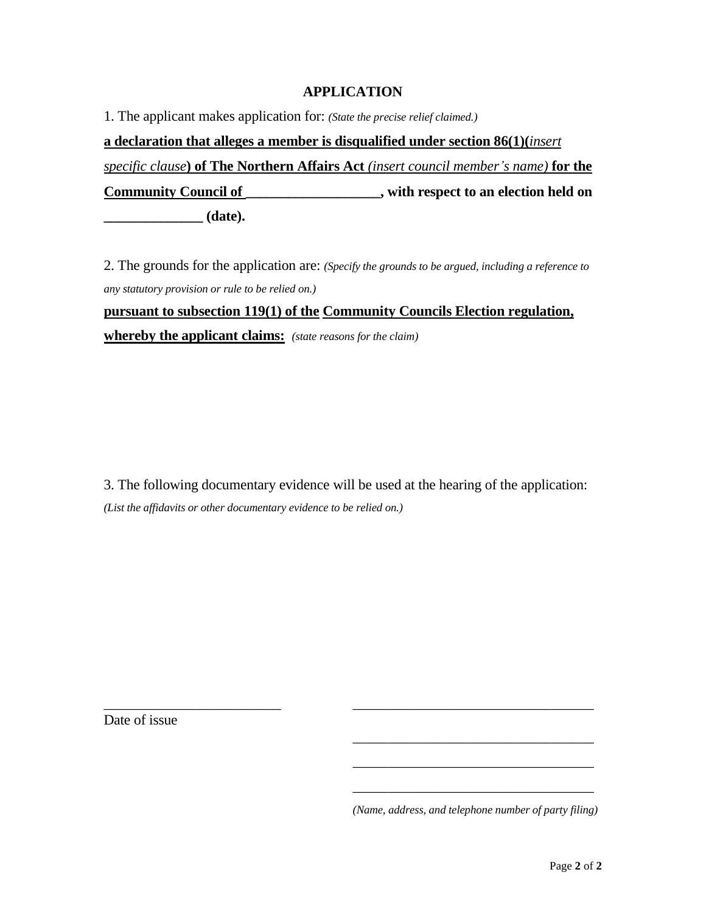## APPLICATION

1. The applicant makes application for: *(State the precise relief claimed.)*

**a declaration that alleges a member is disqualified under section 86(1)(*insert specific clause*) of The Northern Affairs Act *(insert council member's name)* for the Community Council of ___________________, with respect to an election held on ______________ (date).**

2. The grounds for the application are: *(Specify the grounds to be argued, including a reference to any statutory provision or rule to be relied on.)*

**pursuant to subsection 119(1) of the Community Councils Election regulation, whereby the applicant claims:** *(state reasons for the claim)*

3. The following documentary evidence will be used at the hearing of the application: *(List the affidavits or other documentary evidence to be relied on.)*

__________________________
Date of issue

____________________________________
____________________________________
____________________________________
____________________________________
*(Name, address, and telephone number of party filing)*